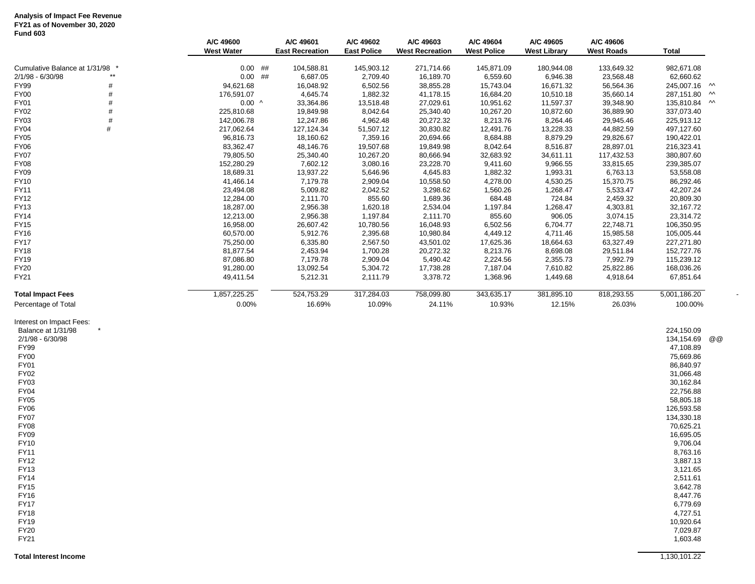**Analysis of Impact Fee Revenue**
**FY21 as of November 30, 2020**
**Fund 603**

| | | A/C 49600 West Water | | A/C 49601 East Recreation | A/C 49602 East Police | A/C 49603 West Recreation | A/C 49604 West Police | A/C 49605 West Library | A/C 49606 West Roads | Total | |
|---|---|---|---|---|---|---|---|---|---|---|---|
| Cumulative Balance at 1/31/98 | * | 0.00 | ## | 104,588.81 | 145,903.12 | 271,714.66 | 145,871.09 | 180,944.08 | 133,649.32 | 982,671.08 | |
| 2/1/98 - 6/30/98 | ** | 0.00 | ## | 6,687.05 | 2,709.40 | 16,189.70 | 6,559.60 | 6,946.38 | 23,568.48 | 62,660.62 | |
| FY99 | # | 94,621.68 | | 16,048.92 | 6,502.56 | 38,855.28 | 15,743.04 | 16,671.32 | 56,564.36 | 245,007.16 | ^^ |
| FY00 | # | 176,591.07 | | 4,645.74 | 1,882.32 | 41,178.15 | 16,684.20 | 10,510.18 | 35,660.14 | 287,151.80 | ^^ |
| FY01 | # | 0.00 | ^ | 33,364.86 | 13,518.48 | 27,029.61 | 10,951.62 | 11,597.37 | 39,348.90 | 135,810.84 | ^^ |
| FY02 | # | 225,810.68 | | 19,849.98 | 8,042.64 | 25,340.40 | 10,267.20 | 10,872.60 | 36,889.90 | 337,073.40 | |
| FY03 | # | 142,006.78 | | 12,247.86 | 4,962.48 | 20,272.32 | 8,213.76 | 8,264.46 | 29,945.46 | 225,913.12 | |
| FY04 | # | 217,062.64 | | 127,124.34 | 51,507.12 | 30,830.82 | 12,491.76 | 13,228.33 | 44,882.59 | 497,127.60 | |
| FY05 | | 96,816.73 | | 18,160.62 | 7,359.16 | 20,694.66 | 8,684.88 | 8,879.29 | 29,826.67 | 190,422.01 | |
| FY06 | | 83,362.47 | | 48,146.76 | 19,507.68 | 19,849.98 | 8,042.64 | 8,516.87 | 28,897.01 | 216,323.41 | |
| FY07 | | 79,805.50 | | 25,340.40 | 10,267.20 | 80,666.94 | 32,683.92 | 34,611.11 | 117,432.53 | 380,807.60 | |
| FY08 | | 152,280.29 | | 7,602.12 | 3,080.16 | 23,228.70 | 9,411.60 | 9,966.55 | 33,815.65 | 239,385.07 | |
| FY09 | | 18,689.31 | | 13,937.22 | 5,646.96 | 4,645.83 | 1,882.32 | 1,993.31 | 6,763.13 | 53,558.08 | |
| FY10 | | 41,466.14 | | 7,179.78 | 2,909.04 | 10,558.50 | 4,278.00 | 4,530.25 | 15,370.75 | 86,292.46 | |
| FY11 | | 23,494.08 | | 5,009.82 | 2,042.52 | 3,298.62 | 1,560.26 | 1,268.47 | 5,533.47 | 42,207.24 | |
| FY12 | | 12,284.00 | | 2,111.70 | 855.60 | 1,689.36 | 684.48 | 724.84 | 2,459.32 | 20,809.30 | |
| FY13 | | 18,287.00 | | 2,956.38 | 1,620.18 | 2,534.04 | 1,197.84 | 1,268.47 | 4,303.81 | 32,167.72 | |
| FY14 | | 12,213.00 | | 2,956.38 | 1,197.84 | 2,111.70 | 855.60 | 906.05 | 3,074.15 | 23,314.72 | |
| FY15 | | 16,958.00 | | 26,607.42 | 10,780.56 | 16,048.93 | 6,502.56 | 6,704.77 | 22,748.71 | 106,350.95 | |
| FY16 | | 60,570.00 | | 5,912.76 | 2,395.68 | 10,980.84 | 4,449.12 | 4,711.46 | 15,985.58 | 105,005.44 | |
| FY17 | | 75,250.00 | | 6,335.80 | 2,567.50 | 43,501.02 | 17,625.36 | 18,664.63 | 63,327.49 | 227,271.80 | |
| FY18 | | 81,877.54 | | 2,453.94 | 1,700.28 | 20,272.32 | 8,213.76 | 8,698.08 | 29,511.84 | 152,727.76 | |
| FY19 | | 87,086.80 | | 7,179.78 | 2,909.04 | 5,490.42 | 2,224.56 | 2,355.73 | 7,992.79 | 115,239.12 | |
| FY20 | | 91,280.00 | | 13,092.54 | 5,304.72 | 17,738.28 | 7,187.04 | 7,610.82 | 25,822.86 | 168,036.26 | |
| FY21 | | 49,411.54 | | 5,212.31 | 2,111.79 | 3,378.72 | 1,368.96 | 1,449.68 | 4,918.64 | 67,851.64 | |
| **Total Impact Fees** | | 1,857,225.25 | | 524,753.29 | 317,284.03 | 758,099.80 | 343,635.17 | 381,895.10 | 818,293.55 | 5,001,186.20 | - |
| Percentage of Total | | 0.00% | | 16.69% | 10.09% | 24.11% | 10.93% | 12.15% | 26.03% | 100.00% | |

| Interest on Impact Fees: | | | |
|---|---|---|---|
| Balance at 1/31/98 | * | 224,150.09 | |
| 2/1/98 - 6/30/98 | | 134,154.69 | @@ |
| FY99 | | 47,108.89 | |
| FY00 | | 75,669.86 | |
| FY01 | | 86,840.97 | |
| FY02 | | 31,066.48 | |
| FY03 | | 30,162.84 | |
| FY04 | | 22,756.88 | |
| FY05 | | 58,805.18 | |
| FY06 | | 126,593.58 | |
| FY07 | | 134,330.18 | |
| FY08 | | 70,625.21 | |
| FY09 | | 16,695.05 | |
| FY10 | | 9,706.04 | |
| FY11 | | 8,763.16 | |
| FY12 | | 3,887.13 | |
| FY13 | | 3,121.65 | |
| FY14 | | 2,511.61 | |
| FY15 | | 3,642.78 | |
| FY16 | | 8,447.76 | |
| FY17 | | 6,779.69 | |
| FY18 | | 4,727.51 | |
| FY19 | | 10,920.64 | |
| FY20 | | 7,029.87 | |
| FY21 | | 1,603.48 | |
| **Total Interest Income** | | 1,130,101.22 | |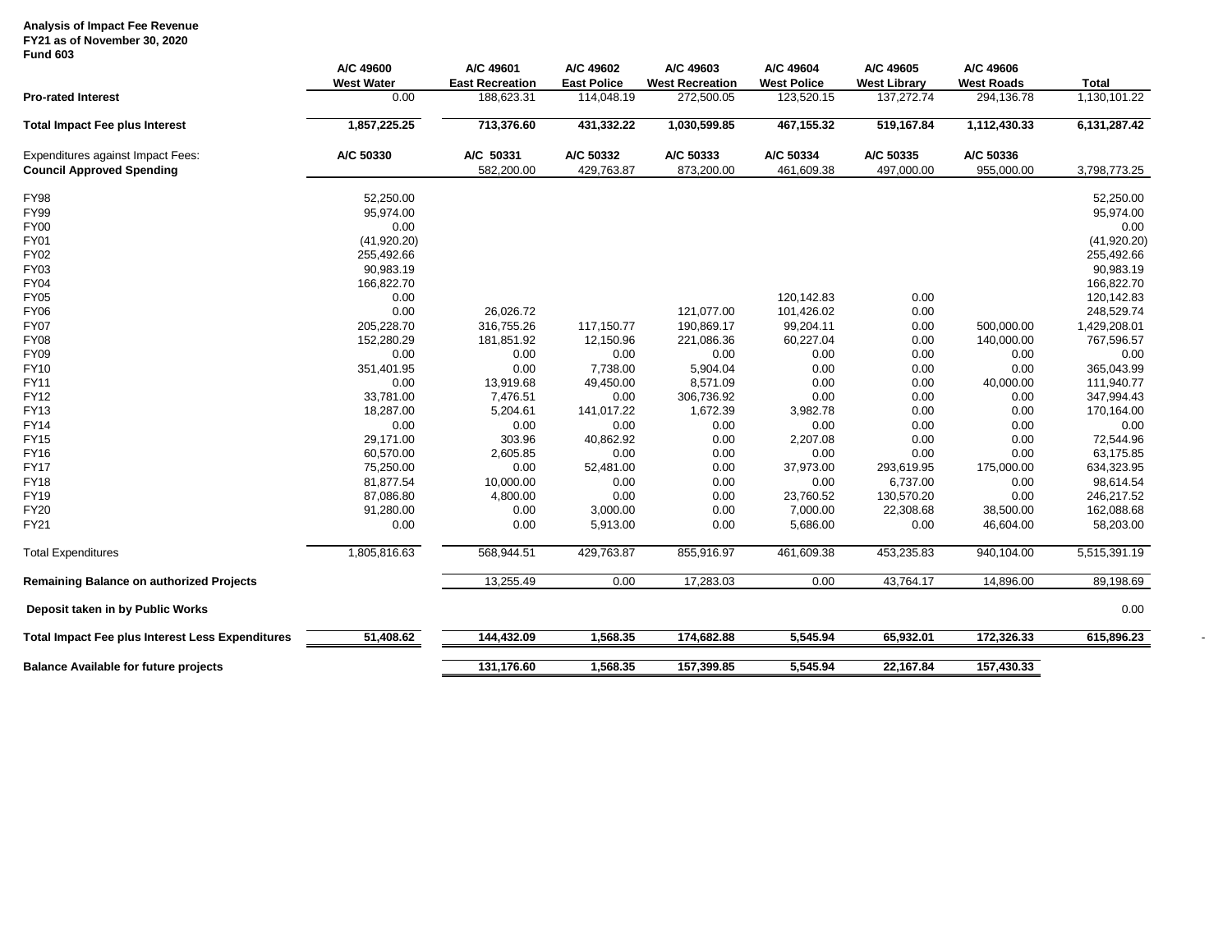**Analysis of Impact Fee Revenue**
**FY21 as of November 30, 2020**
**Fund 603**

| | A/C 49600 West Water | A/C 49601 East Recreation | A/C 49602 East Police | A/C 49603 West Recreation | A/C 49604 West Police | A/C 49605 West Library | A/C 49606 West Roads | Total |
|---|---|---|---|---|---|---|---|---|
| **Pro-rated Interest** | 0.00 | 188,623.31 | 114,048.19 | 272,500.05 | 123,520.15 | 137,272.74 | 294,136.78 | 1,130,101.22 |
| **Total Impact Fee plus Interest** | **1,857,225.25** | **713,376.60** | **431,332.22** | **1,030,599.85** | **467,155.32** | **519,167.84** | **1,112,430.33** | **6,131,287.42** |
| Expenditures against Impact Fees: | **A/C 50330** | **A/C 50331** | **A/C 50332** | **A/C 50333** | **A/C 50334** | **A/C 50335** | **A/C 50336** | |
| **Council Approved Spending** | | 582,200.00 | 429,763.87 | 873,200.00 | 461,609.38 | 497,000.00 | 955,000.00 | 3,798,773.25 |
| FY98 | 52,250.00 | | | | | | | 52,250.00 |
| FY99 | 95,974.00 | | | | | | | 95,974.00 |
| FY00 | 0.00 | | | | | | | 0.00 |
| FY01 | (41,920.20) | | | | | | | (41,920.20) |
| FY02 | 255,492.66 | | | | | | | 255,492.66 |
| FY03 | 90,983.19 | | | | | | | 90,983.19 |
| FY04 | 166,822.70 | | | | | | | 166,822.70 |
| FY05 | 0.00 | | | | 120,142.83 | 0.00 | | 120,142.83 |
| FY06 | 0.00 | 26,026.72 | | 121,077.00 | 101,426.02 | 0.00 | | 248,529.74 |
| FY07 | 205,228.70 | 316,755.26 | 117,150.77 | 190,869.17 | 99,204.11 | 0.00 | 500,000.00 | 1,429,208.01 |
| FY08 | 152,280.29 | 181,851.92 | 12,150.96 | 221,086.36 | 60,227.04 | 0.00 | 140,000.00 | 767,596.57 |
| FY09 | 0.00 | 0.00 | 0.00 | 0.00 | 0.00 | 0.00 | 0.00 | 0.00 |
| FY10 | 351,401.95 | 0.00 | 7,738.00 | 5,904.04 | 0.00 | 0.00 | 0.00 | 365,043.99 |
| FY11 | 0.00 | 13,919.68 | 49,450.00 | 8,571.09 | 0.00 | 0.00 | 40,000.00 | 111,940.77 |
| FY12 | 33,781.00 | 7,476.51 | 0.00 | 306,736.92 | 0.00 | 0.00 | 0.00 | 347,994.43 |
| FY13 | 18,287.00 | 5,204.61 | 141,017.22 | 1,672.39 | 3,982.78 | 0.00 | 0.00 | 170,164.00 |
| FY14 | 0.00 | 0.00 | 0.00 | 0.00 | 0.00 | 0.00 | 0.00 | 0.00 |
| FY15 | 29,171.00 | 303.96 | 40,862.92 | 0.00 | 2,207.08 | 0.00 | 0.00 | 72,544.96 |
| FY16 | 60,570.00 | 2,605.85 | 0.00 | 0.00 | 0.00 | 0.00 | 0.00 | 63,175.85 |
| FY17 | 75,250.00 | 0.00 | 52,481.00 | 0.00 | 37,973.00 | 293,619.95 | 175,000.00 | 634,323.95 |
| FY18 | 81,877.54 | 10,000.00 | 0.00 | 0.00 | 0.00 | 6,737.00 | 0.00 | 98,614.54 |
| FY19 | 87,086.80 | 4,800.00 | 0.00 | 0.00 | 23,760.52 | 130,570.20 | 0.00 | 246,217.52 |
| FY20 | 91,280.00 | 0.00 | 3,000.00 | 0.00 | 7,000.00 | 22,308.68 | 38,500.00 | 162,088.68 |
| FY21 | 0.00 | 0.00 | 5,913.00 | 0.00 | 5,686.00 | 0.00 | 46,604.00 | 58,203.00 |
| Total Expenditures | 1,805,816.63 | 568,944.51 | 429,763.87 | 855,916.97 | 461,609.38 | 453,235.83 | 940,104.00 | 5,515,391.19 |
| **Remaining Balance on authorized Projects** | | 13,255.49 | 0.00 | 17,283.03 | 0.00 | 43,764.17 | 14,896.00 | 89,198.69 |
| **Deposit taken in by Public Works** | | | | | | | | 0.00 |
| **Total Impact Fee plus Interest Less Expenditures** | **51,408.62** | **144,432.09** | **1,568.35** | **174,682.88** | **5,545.94** | **65,932.01** | **172,326.33** | **615,896.23** |
| **Balance Available for future projects** | | **131,176.60** | **1,568.35** | **157,399.85** | **5,545.94** | **22,167.84** | **157,430.33** | |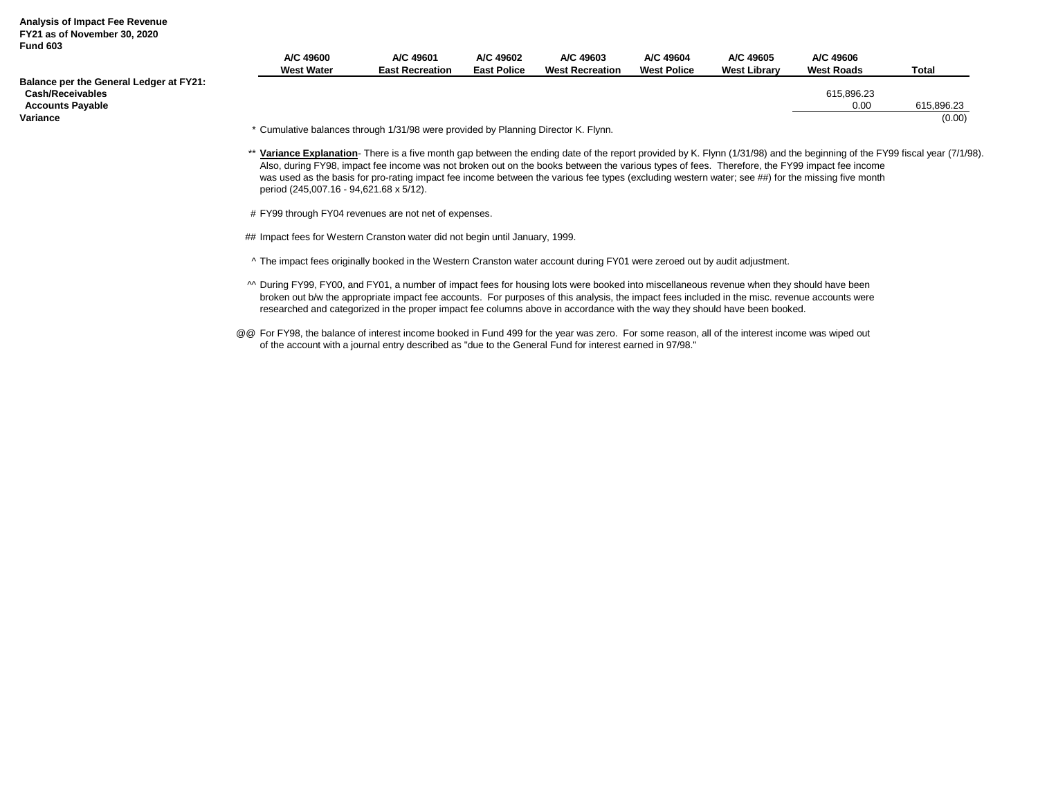**Analysis of Impact Fee Revenue**
**FY21 as of November 30, 2020**
**Fund 603**

| | A/C 49600 West Water | A/C 49601 East Recreation | A/C 49602 East Police | A/C 49603 West Recreation | A/C 49604 West Police | A/C 49605 West Library | A/C 49606 West Roads | Total |
|---|---|---|---|---|---|---|---|---|
| **Balance per the General Ledger at FY21:** | | | | | | | | |
| **Cash/Receivables** | | | | | | | 615,896.23 | |
| **Accounts Payable** | | | | | | | 0.00 | 615,896.23 |
| **Variance** | | | | | | | | (0.00) |

\* Cumulative balances through 1/31/98 were provided by Planning Director K. Flynn.

\*\* **Variance Explanation**- There is a five month gap between the ending date of the report provided by K. Flynn (1/31/98) and the beginning of the FY99 fiscal year (7/1/98). Also, during FY98, impact fee income was not broken out on the books between the various types of fees. Therefore, the FY99 impact fee income was used as the basis for pro-rating impact fee income between the various fee types (excluding western water; see ##) for the missing five month period (245,007.16 - 94,621.68 x 5/12).

# FY99 through FY04 revenues are not net of expenses.

## Impact fees for Western Cranston water did not begin until January, 1999.

^ The impact fees originally booked in the Western Cranston water account during FY01 were zeroed out by audit adjustment.

^^ During FY99, FY00, and FY01, a number of impact fees for housing lots were booked into miscellaneous revenue when they should have been broken out b/w the appropriate impact fee accounts. For purposes of this analysis, the impact fees included in the misc. revenue accounts were researched and categorized in the proper impact fee columns above in accordance with the way they should have been booked.

@@ For FY98, the balance of interest income booked in Fund 499 for the year was zero. For some reason, all of the interest income was wiped out of the account with a journal entry described as "due to the General Fund for interest earned in 97/98."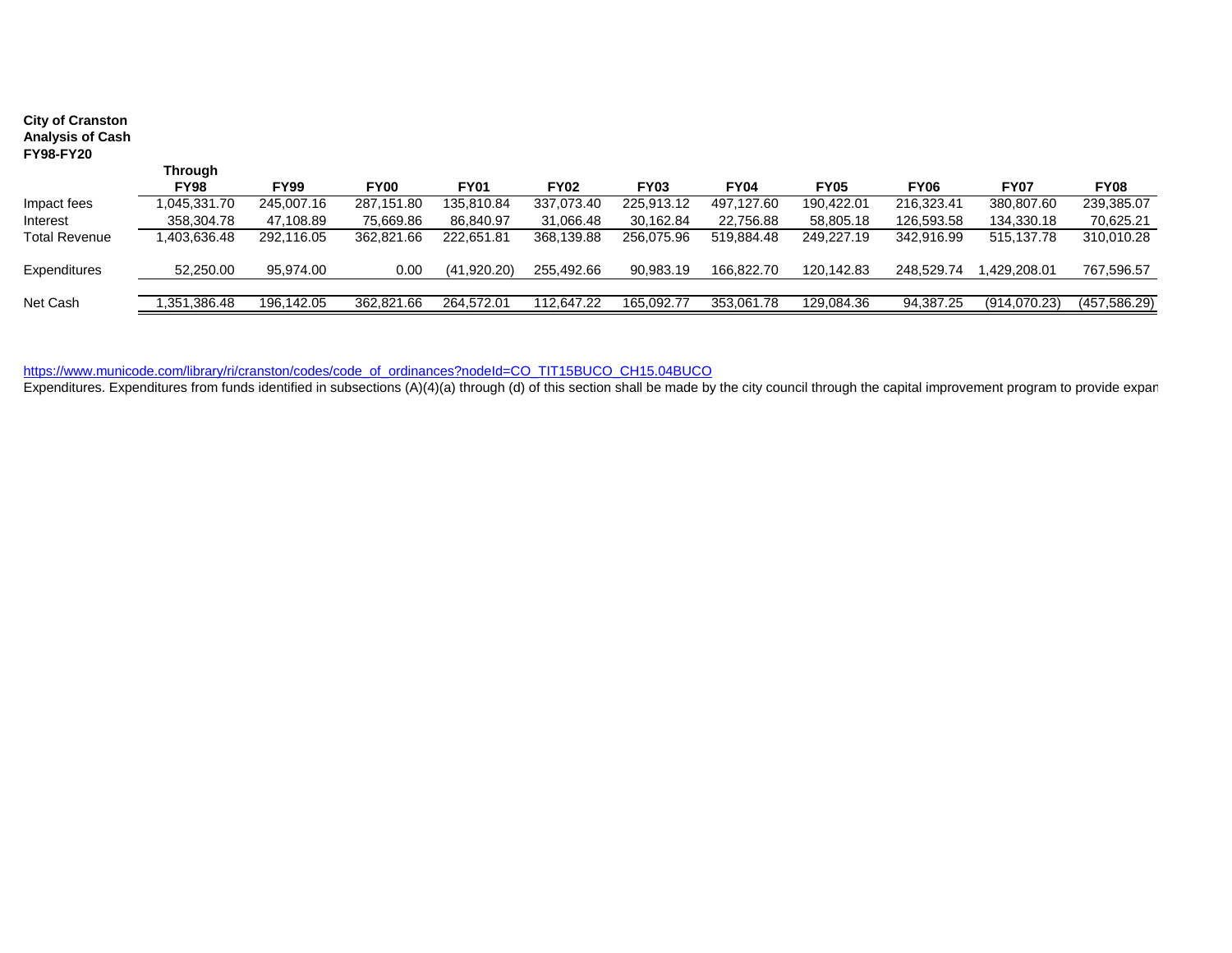**City of Cranston**
**Analysis of Cash**
**FY98-FY20**

| | **Through FY98** | **FY99** | **FY00** | **FY01** | **FY02** | **FY03** | **FY04** | **FY05** | **FY06** | **FY07** | **FY08** |
|---|---|---|---|---|---|---|---|---|---|---|---|
| Impact fees | 1,045,331.70 | 245,007.16 | 287,151.80 | 135,810.84 | 337,073.40 | 225,913.12 | 497,127.60 | 190,422.01 | 216,323.41 | 380,807.60 | 239,385.07 |
| Interest | 358,304.78 | 47,108.89 | 75,669.86 | 86,840.97 | 31,066.48 | 30,162.84 | 22,756.88 | 58,805.18 | 126,593.58 | 134,330.18 | 70,625.21 |
| Total Revenue | 1,403,636.48 | 292,116.05 | 362,821.66 | 222,651.81 | 368,139.88 | 256,075.96 | 519,884.48 | 249,227.19 | 342,916.99 | 515,137.78 | 310,010.28 |
| Expenditures | 52,250.00 | 95,974.00 | 0.00 | (41,920.20) | 255,492.66 | 90,983.19 | 166,822.70 | 120,142.83 | 248,529.74 | 1,429,208.01 | 767,596.57 |
| Net Cash | 1,351,386.48 | 196,142.05 | 362,821.66 | 264,572.01 | 112,647.22 | 165,092.77 | 353,061.78 | 129,084.36 | 94,387.25 | (914,070.23) | (457,586.29) |

https://www.municode.com/library/ri/cranston/codes/code_of_ordinances?nodeId=CO_TIT15BUCO_CH15.04BUCO

Expenditures. Expenditures from funds identified in subsections (A)(4)(a) through (d) of this section shall be made by the city council through the capital improvement program to provide expan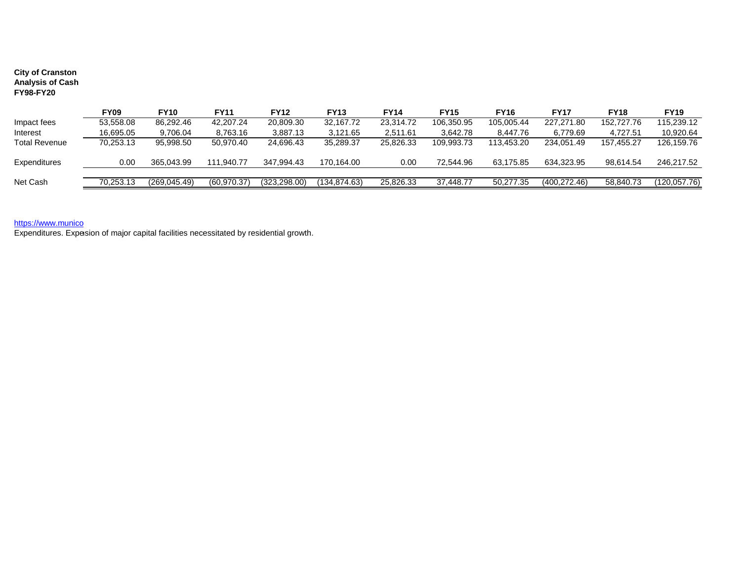**City of Cranston**
**Analysis of Cash**
**FY98-FY20**

| | FY09 | FY10 | FY11 | FY12 | FY13 | FY14 | FY15 | FY16 | FY17 | FY18 | FY19 |
|---|---|---|---|---|---|---|---|---|---|---|---|
| Impact fees | 53,558.08 | 86,292.46 | 42,207.24 | 20,809.30 | 32,167.72 | 23,314.72 | 106,350.95 | 105,005.44 | 227,271.80 | 152,727.76 | 115,239.12 |
| Interest | 16,695.05 | 9,706.04 | 8,763.16 | 3,887.13 | 3,121.65 | 2,511.61 | 3,642.78 | 8,447.76 | 6,779.69 | 4,727.51 | 10,920.64 |
| Total Revenue | 70,253.13 | 95,998.50 | 50,970.40 | 24,696.43 | 35,289.37 | 25,826.33 | 109,993.73 | 113,453.20 | 234,051.49 | 157,455.27 | 126,159.76 |
| Expenditures | 0.00 | 365,043.99 | 111,940.77 | 347,994.43 | 170,164.00 | 0.00 | 72,544.96 | 63,175.85 | 634,323.95 | 98,614.54 | 246,217.52 |
| Net Cash | 70,253.13 | (269,045.49) | (60,970.37) | (323,298.00) | (134,874.63) | 25,826.33 | 37,448.77 | 50,277.35 | (400,272.46) | 58,840.73 | (120,057.76) |

https://www.munico

Expenditures. Expesion of major capital facilities necessitated by residential growth.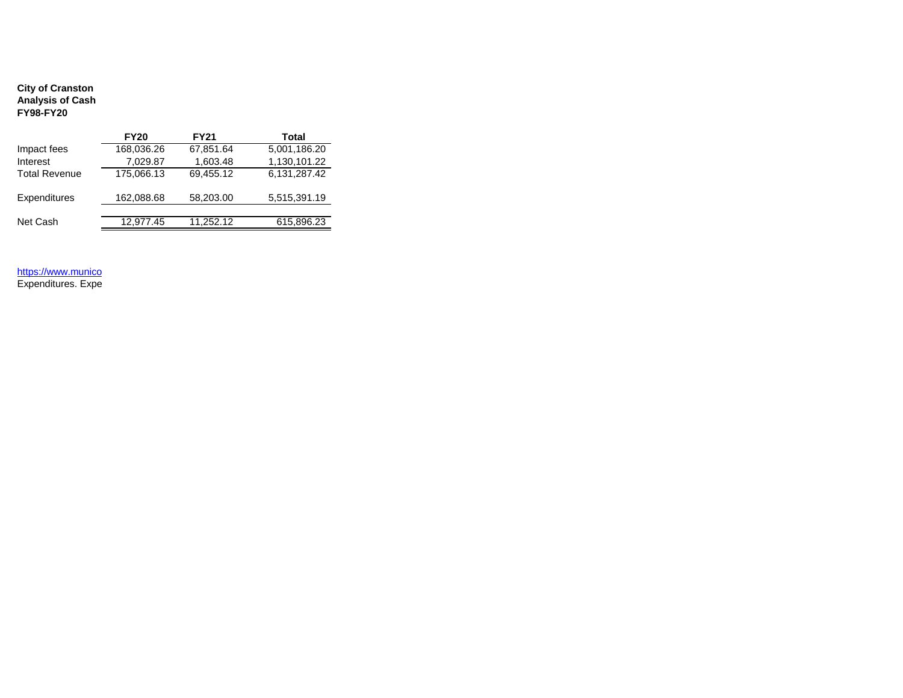**City of Cranston**
**Analysis of Cash**
**FY98-FY20**

| | FY20 | FY21 | Total |
|---|---|---|---|
| Impact fees | 168,036.26 | 67,851.64 | 5,001,186.20 |
| Interest | 7,029.87 | 1,603.48 | 1,130,101.22 |
| Total Revenue | 175,066.13 | 69,455.12 | 6,131,287.42 |
| Expenditures | 162,088.68 | 58,203.00 | 5,515,391.19 |
| Net Cash | 12,977.45 | 11,252.12 | 615,896.23 |

https://www.munico
Expenditures. Expe